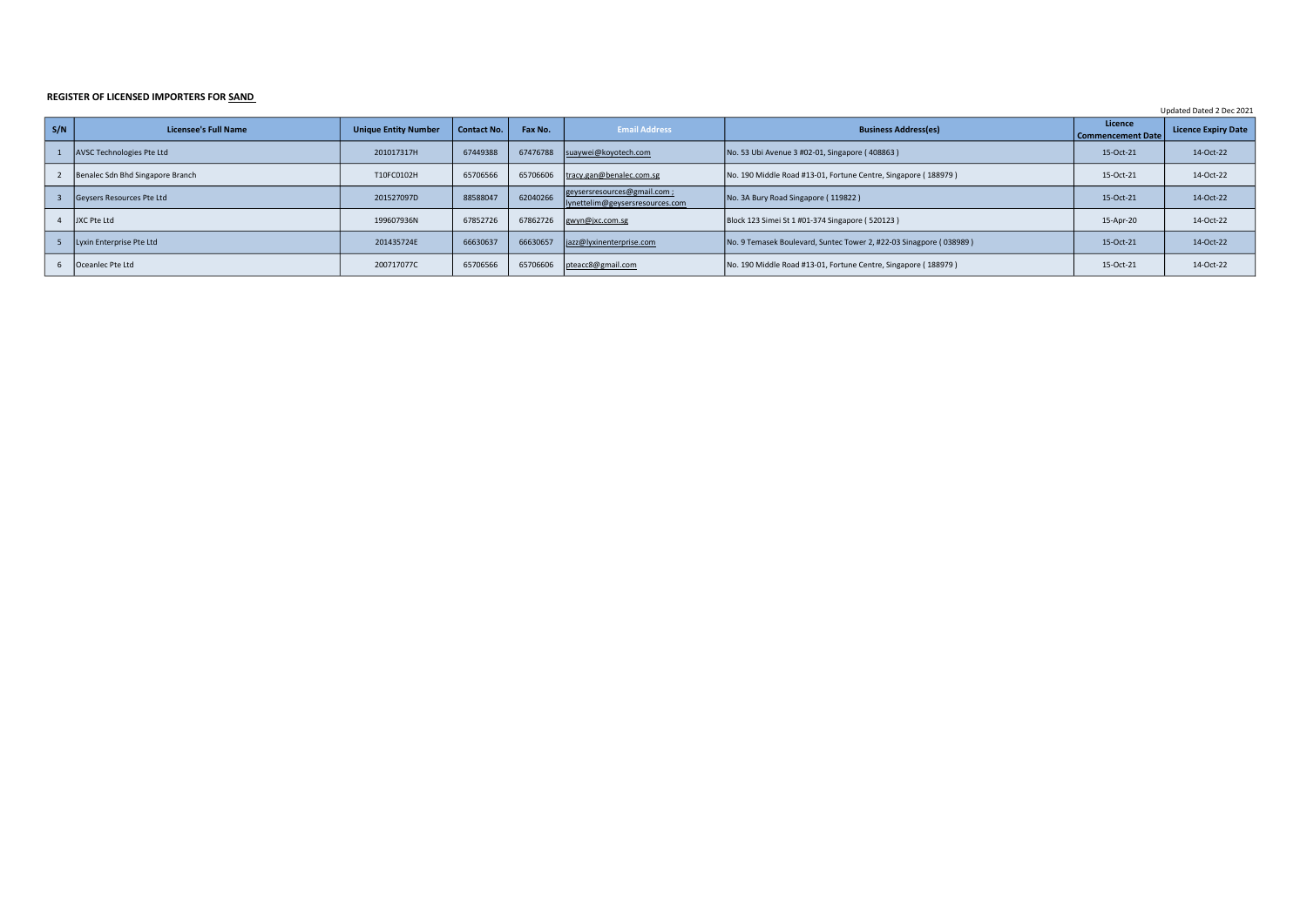**REGISTER OF LICENSED IMPORTERS FOR SAND**

Updated Dated 2 Dec 2021

| S/N | Licensee's Full Name | Unique Entity Number | Contact No. | Fax No. | Email Address | Business Address(es) | Licence Commencement Date | Licence Expiry Date |
|---|---|---|---|---|---|---|---|---|
| 1 | AVSC Technologies Pte Ltd | 201017317H | 67449388 | 67476788 | suaywei@koyotech.com | No. 53 Ubi Avenue 3 #02-01, Singapore ( 408863 ) | 15-Oct-21 | 14-Oct-22 |
| 2 | Benalec Sdn Bhd Singapore Branch | T10FC0102H | 65706566 | 65706606 | tracy.gan@benalec.com.sg | No. 190 Middle Road #13-01, Fortune Centre, Singapore ( 188979 ) | 15-Oct-21 | 14-Oct-22 |
| 3 | Geysers Resources Pte Ltd | 201527097D | 88588047 | 62040266 | geysersresources@gmail.com ; lynettelim@geysersresources.com | No. 3A Bury Road Singapore ( 119822 ) | 15-Oct-21 | 14-Oct-22 |
| 4 | JXC Pte Ltd | 199607936N | 67852726 | 67862726 | gwyn@jxc.com.sg | Block 123 Simei St 1 #01-374 Singapore ( 520123 ) | 15-Apr-20 | 14-Oct-22 |
| 5 | Lyxin Enterprise Pte Ltd | 201435724E | 66630637 | 66630657 | jazz@lyxinenterprise.com | No. 9 Temasek Boulevard, Suntec Tower 2, #22-03 Sinagpore ( 038989 ) | 15-Oct-21 | 14-Oct-22 |
| 6 | Oceanlec Pte Ltd | 200717077C | 65706566 | 65706606 | pteacc8@gmail.com | No. 190 Middle Road #13-01, Fortune Centre, Singapore ( 188979 ) | 15-Oct-21 | 14-Oct-22 |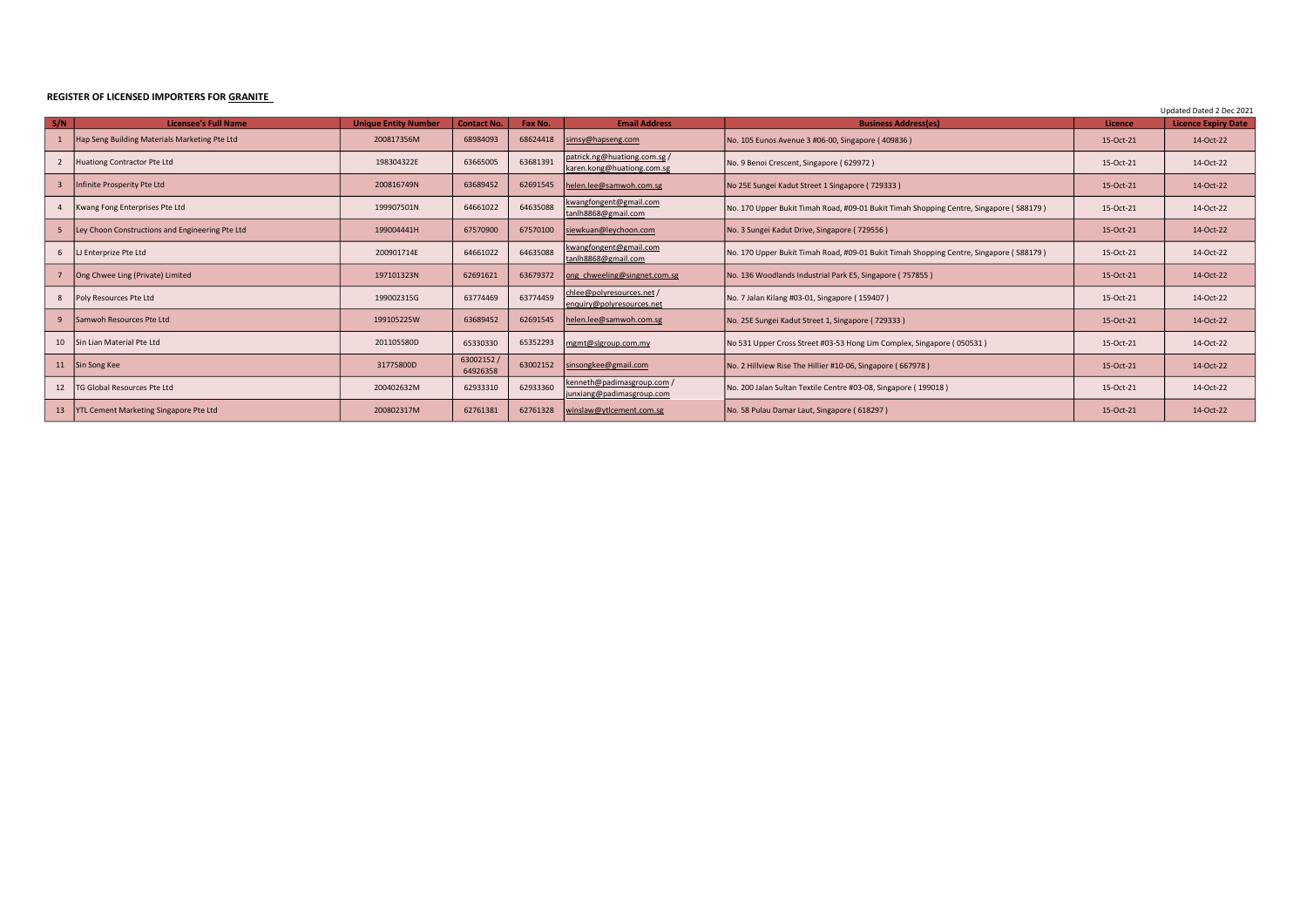**REGISTER OF LICENSED IMPORTERS FOR GRANITE**

Updated Dated 2 Dec 2021

| S/N | Licensee's Full Name | Unique Entity Number | Contact No. | Fax No. | Email Address | Business Address(es) | Licence | Licence Expiry Date |
|---|---|---|---|---|---|---|---|---|
| 1 | Hap Seng Building Materials Marketing Pte Ltd | 200817356M | 68984093 | 68624418 | simsy@hapseng.com | No. 105 Eunos Avenue 3 #06-00, Singapore ( 409836 ) | 15-Oct-21 | 14-Oct-22 |
| 2 | Huationg Contractor Pte Ltd | 198304322E | 63665005 | 63681391 | patrick.ng@huationg.com.sg / karen.kong@huationg.com.sg | No. 9 Benoi Crescent, Singapore ( 629972 ) | 15-Oct-21 | 14-Oct-22 |
| 3 | Infinite Prosperity Pte Ltd | 200816749N | 63689452 | 62691545 | helen.lee@samwoh.com.sg | No 25E Sungei Kadut Street 1 Singapore ( 729333 ) | 15-Oct-21 | 14-Oct-22 |
| 4 | Kwang Fong Enterprises Pte Ltd | 199907501N | 64661022 | 64635088 | kwangfongent@gmail.com tanlh8868@gmail.com | No. 170 Upper Bukit Timah Road, #09-01 Bukit Timah Shopping Centre, Singapore ( 588179 ) | 15-Oct-21 | 14-Oct-22 |
| 5 | Ley Choon Constructions and Engineering Pte Ltd | 199004441H | 67570900 | 67570100 | siewkuan@leychoon.com | No. 3 Sungei Kadut Drive, Singapore ( 729556 ) | 15-Oct-21 | 14-Oct-22 |
| 6 | LJ Enterprize Pte Ltd | 200901714E | 64661022 | 64635088 | kwangfongent@gmail.com tanlh8868@gmail.com | No. 170 Upper Bukit Timah Road, #09-01 Bukit Timah Shopping Centre, Singapore ( 588179 ) | 15-Oct-21 | 14-Oct-22 |
| 7 | Ong Chwee Ling (Private) Limited | 197101323N | 62691621 | 63679372 | ong_chweeling@singnet.com.sg | No. 136 Woodlands Industrial Park E5, Singapore ( 757855 ) | 15-Oct-21 | 14-Oct-22 |
| 8 | Poly Resources Pte Ltd | 199002315G | 63774469 | 63774459 | chlee@polyresources.net / enquiry@polyresources.net | No. 7 Jalan Kilang #03-01, Singapore ( 159407 ) | 15-Oct-21 | 14-Oct-22 |
| 9 | Samwoh Resources Pte Ltd | 199105225W | 63689452 | 62691545 | helen.lee@samwoh.com.sg | No. 25E Sungei Kadut Street 1, Singapore ( 729333 ) | 15-Oct-21 | 14-Oct-22 |
| 10 | Sin Lian Material Pte Ltd | 201105580D | 65330330 | 65352293 | mgmt@slgroup.com.my | No 531 Upper Cross Street #03-53 Hong Lim Complex, Singapore ( 050531 ) | 15-Oct-21 | 14-Oct-22 |
| 11 | Sin Song Kee | 31775800D | 63002152 / 64926358 | 63002152 | sinsongkee@gmail.com | No. 2 Hillview Rise The Hillier #10-06, Singapore ( 667978 ) | 15-Oct-21 | 14-Oct-22 |
| 12 | TG Global Resources Pte Ltd | 200402632M | 62933310 | 62933360 | kenneth@padimasgroup.com / junxiang@padimasgroup.com | No. 200 Jalan Sultan Textile Centre #03-08, Singapore ( 199018 ) | 15-Oct-21 | 14-Oct-22 |
| 13 | YTL Cement Marketing Singapore Pte Ltd | 200802317M | 62761381 | 62761328 | winslaw@ytlcement.com.sg | No. 58 Pulau Damar Laut, Singapore ( 618297 ) | 15-Oct-21 | 14-Oct-22 |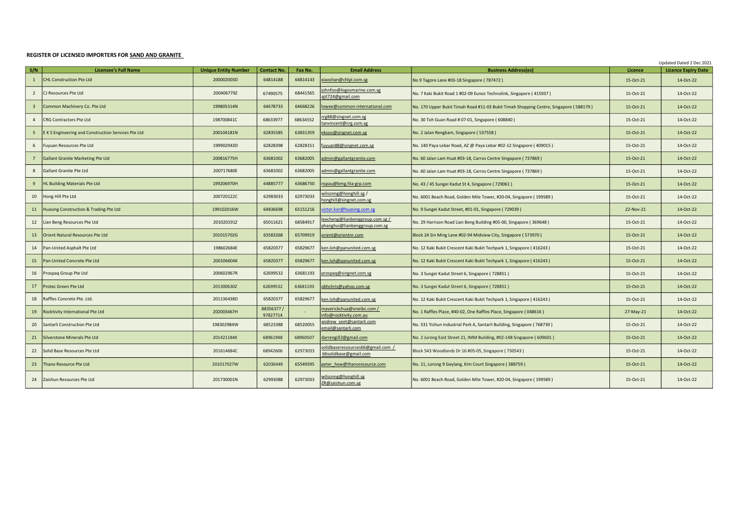**REGISTER OF LICENSED IMPORTERS FOR SAND AND GRANITE**

Updated Dated 2 Dec 2021

| S/N | Licensee's Full Name | Unique Entity Number | Contact No. | Fax No. | Email Address | Business Address(es) | Licence | Licence Expiry Date |
|---|---|---|---|---|---|---|---|---|
| 1 | CHL Construction Pte Ltd | 200002003D | 64814188 | 64814143 | xiaoshan@chlpl.com.sg | No 9 Tagore Lane #03-18 Singapore ( 787472 ) | 15-Oct-21 | 14-Oct-22 |
| 2 | CJ Resources Pte Ltd | 200406779Z | 67490575 | 68441565 | johnfoo@logosmarine.com.sg ajit724@gmail.com | No. 7 Kaki Bukit Road 1 #02-09 Eunos Technolink, Singapore ( 415937 ) | 15-Oct-21 | 14-Oct-22 |
| 3 | Common Machinery Co. Pte Ltd | 199805314N | 64678733 | 64668226 | lowee@common-international.com | No. 170 Upper Bukit Timah Road #11-03 Bukit Timah Shopping Centre, Singapore ( 588179 ) | 15-Oct-21 | 14-Oct-22 |
| 4 | CRG Contractors Pte Ltd | 198700841C | 68633977 | 68634552 | crg88@singnet.com.sg tanvincent@crg.com.sg | No. 30 Toh Guan Road # 07-01, Singapore ( 608840 ) | 15-Oct-21 | 14-Oct-22 |
| 5 | E K S Engineering and Construction Services Pte Ltd | 200104181N | 62835585 | 63831359 | eksoo@singnet.com.sg | No. 2 Jalan Rengkam, Singapore ( 537558 ) | 15-Oct-21 | 14-Oct-22 |
| 6 | Fuyuan Resources Pte Ltd | 199902943D | 62828398 | 62828151 | fuyuan88@singnet.com.sg | No. 140 Paya Lebar Road, AZ @ Paya Lebar #02-12 Singapore ( 409015 ) | 15-Oct-21 | 14-Oct-22 |
| 7 | Gallant Granite Marketing Pte Ltd | 200816775H | 63681002 | 63682005 | admin@gallantgranite.com | No. 60 Jalan Lam Huat #03-18, Carros Centre Singapore ( 737869 ) | 15-Oct-21 | 14-Oct-22 |
| 8 | Gallant Granite Pte Ltd | 200717680E | 63681002 | 63682005 | admin@gallantgranite.com | No. 60 Jalan Lam Huat #03-18, Carros Centre Singapore ( 737869 ) | 15-Oct-21 | 14-Oct-22 |
| 9 | HL Building Materials Pte Ltd | 199206970H | 64885777 | 63686750 | nspau@bmg.hla-grp.com | No. 43 / 45 Sungei Kadut St 4, Singapore ( 729061 ) | 15-Oct-21 | 14-Oct-22 |
| 10 | Hong Hill Pte Ltd | 200720122C | 62983033 | 62973033 | wilsonng@honghill.sg / honghill@singnet.com.sg | No. 6001 Beach Road, Golden Mile Tower, #20-04, Singapore ( 199589 ) | 15-Oct-21 | 14-Oct-22 |
| 11 | Huasing Construction & Trading Pte Ltd | 199102016W | 64836698 | 65151216 | victor.kor@huasing.com.sg | No. 9 Sungei Kadut Street, #01-01, Singapore ( 729039 ) | 22-Nov-21 | 14-Oct-22 |
| 12 | Lian Beng Resources Pte Ltd | 201020191Z | 65011621 | 68584917 | leecheng@lianbenggroup.com.sg / phanghui@lianbenggroup.com.sg | No. 29 Harrison Road Lian Beng Building #05-00, Singapore ( 369648 ) | 15-Oct-21 | 14-Oct-22 |
| 13 | Orient Natural Resources Pte Ltd | 201015702G | 63583268 | 65709919 | orient@orientnr.com | Block 24 Sin Ming Lane #02-94 Midview City, Singapore ( 573970 ) | 15-Oct-21 | 14-Oct-22 |
| 14 | Pan-United Asphalt Pte Ltd | 198602684E | 65820377 | 65829677 | ken.loh@panunited.com.sg | No. 12 Kaki Bukit Crescent Kaki Bukit Techpark 1, Singapore ( 416243 ) | 15-Oct-21 | 14-Oct-22 |
| 15 | Pan-United Concrete Pte Ltd | 200106604K | 65820377 | 65829677 | ken.loh@panunited.com.sg | No. 12 Kaki Bukit Crescent Kaki Bukit Techpark 1, Singapore ( 416243 ) | 15-Oct-21 | 14-Oct-22 |
| 16 | Prospaq Group Pte Ltd | 200602967R | 62699532 | 63681193 | prospaq@singnet.com.sg | No. 3 Sungei Kadut Street 6, Singapore ( 728851 ) | 15-Oct-21 | 14-Oct-22 |
| 17 | Protec Green Pte Ltd | 201300630Z | 62699532 | 63681193 | obhchris@yahoo.com.sg | No. 3 Sungei Kadut Street 6, Singapore ( 728851 ) | 15-Oct-21 | 14-Oct-22 |
| 18 | Raffles Concrete Pte. Ltd. | 201136438D | 65820377 | 65829677 | ken.loh@panunited.com.sg | No. 12 Kaki Bukit Crescent Kaki Bukit Techpark 1, Singapore ( 416243 ) | 15-Oct-21 | 14-Oct-22 |
| 19 | Rocktivity International Pte Ltd | 202003467H | 88356377 / 97827714 | - | maverickchua@oneibc.com / info@rocktivity.com.au | No. 1 Raffles Place, #40-02, One Raffles Place, Singapore ( 048616 ) | 27-May-21 | 14-Oct-22 |
| 20 | Santarli Construction Pte Ltd | 198302984W | 68523388 | 68520055 | andrew_seet@santarli.com email@santarli.com | No. 531 Yishun Industrial Park A, Santarli Building, Singapore ( 768739 ) | 15-Oct-21 | 14-Oct-22 |
| 21 | Silverstone Minerals Pte Ltd | 201421184K | 68961948 | 68960507 | darrengill2@gmail.com | No. 2 Jurong East Street 21, IMM Building, #02-148 Singapore ( 609601 ) | 15-Oct-21 | 14-Oct-22 |
| 22 | Solid Base Resources Pte Ltd | 201614684C | 68942606 | 62973033 | solidbaseressources66@gmail.com / 66solidbase@gmail.com | Block 543 Woodlands Dr 16 #05-05, Singapore ( 730543 ) | 15-Oct-21 | 14-Oct-22 |
| 23 | Thano Resource Pte Ltd | 201017027W | 62036449 | 65549595 | peter_how@thanoresource.com | No. 11, Lorong 9 Geylang, Kim Court Singapore ( 388759 ) | 15-Oct-21 | 14-Oct-22 |
| 24 | Zaishun Resources Pte Ltd | 201730001N | 62993088 | 62973033 | wilsonng@honghill.sg ZR@zaishun.com.sg | No. 6001 Beach Road, Golden Mile Tower, #20-04, Singapore ( 199589 ) | 15-Oct-21 | 14-Oct-22 |